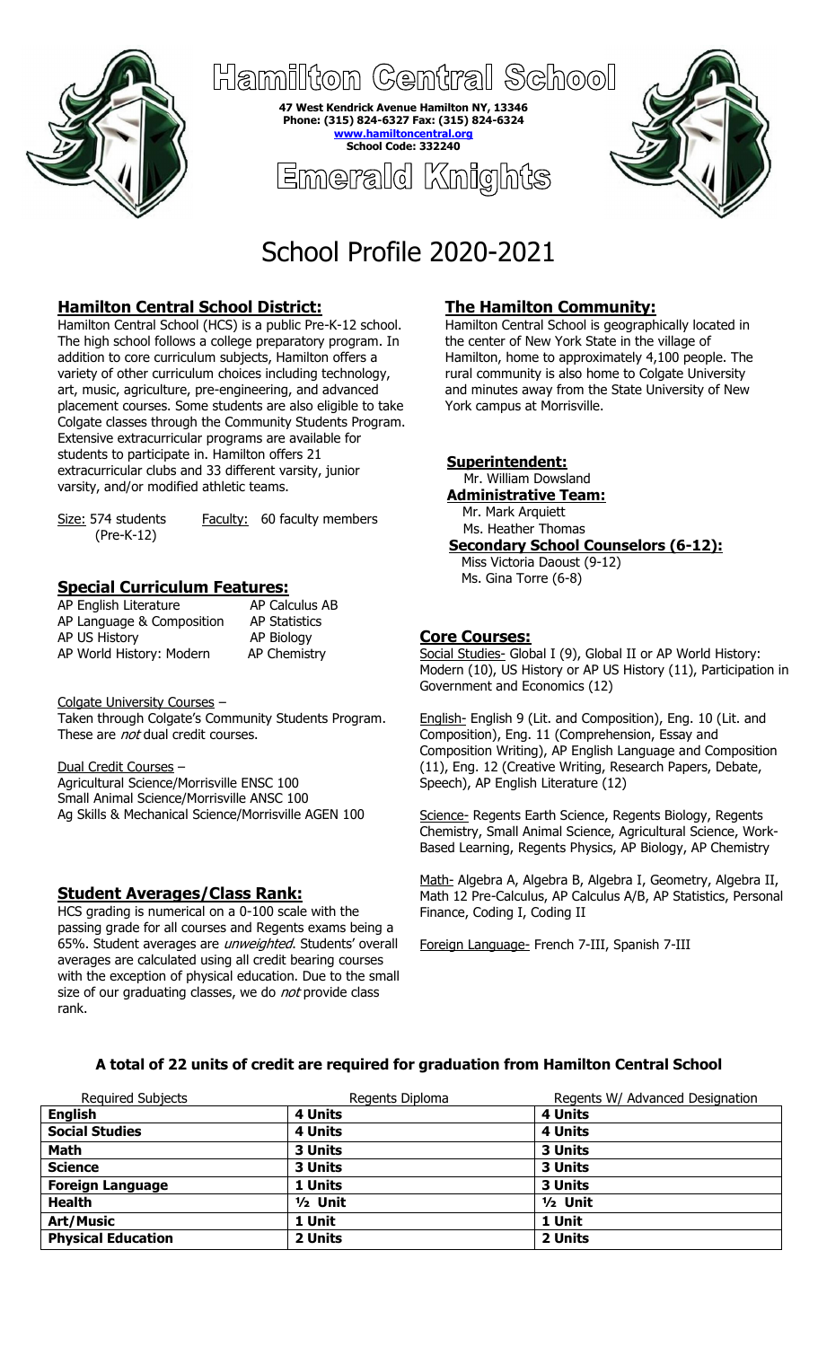# Hamilton Central School

**47 West Kendrick Avenue Hamilton NY, 13346**
**Phone: (315) 824-6327 Fax: (315) 824-6324**
**www.hamiltoncentral.org**
**School Code: 332240**

# Emerald Knights

# School Profile 2020-2021

## Hamilton Central School District:

Hamilton Central School (HCS) is a public Pre-K-12 school. The high school follows a college preparatory program. In addition to core curriculum subjects, Hamilton offers a variety of other curriculum choices including technology, art, music, agriculture, pre-engineering, and advanced placement courses. Some students are also eligible to take Colgate classes through the Community Students Program. Extensive extracurricular programs are available for students to participate in. Hamilton offers 21 extracurricular clubs and 33 different varsity, junior varsity, and/or modified athletic teams.

Size: 574 students (Pre-K-12)    Faculty: 60 faculty members

## Special Curriculum Features:

| | |
|---|---|
| AP English Literature | AP Calculus AB |
| AP Language & Composition | AP Statistics |
| AP US History | AP Biology |
| AP World History: Modern | AP Chemistry |

Colgate University Courses –
Taken through Colgate's Community Students Program. These are *not* dual credit courses.

Dual Credit Courses –
Agricultural Science/Morrisville ENSC 100
Small Animal Science/Morrisville ANSC 100
Ag Skills & Mechanical Science/Morrisville AGEN 100

## Student Averages/Class Rank:

HCS grading is numerical on a 0-100 scale with the passing grade for all courses and Regents exams being a 65%. Student averages are *unweighted*. Students' overall averages are calculated using all credit bearing courses with the exception of physical education. Due to the small size of our graduating classes, we do *not* provide class rank.

## The Hamilton Community:

Hamilton Central School is geographically located in the center of New York State in the village of Hamilton, home to approximately 4,100 people. The rural community is also home to Colgate University and minutes away from the State University of New York campus at Morrisville.

**Superintendent:**
Mr. William Dowsland

**Administrative Team:**
Mr. Mark Arquiett
Ms. Heather Thomas

**Secondary School Counselors (6-12):**
Miss Victoria Daoust (9-12)
Ms. Gina Torre (6-8)

## Core Courses:

Social Studies- Global I (9), Global II or AP World History: Modern (10), US History or AP US History (11), Participation in Government and Economics (12)

English- English 9 (Lit. and Composition), Eng. 10 (Lit. and Composition), Eng. 11 (Comprehension, Essay and Composition Writing), AP English Language and Composition (11), Eng. 12 (Creative Writing, Research Papers, Debate, Speech), AP English Literature (12)

Science- Regents Earth Science, Regents Biology, Regents Chemistry, Small Animal Science, Agricultural Science, Work-Based Learning, Regents Physics, AP Biology, AP Chemistry

Math- Algebra A, Algebra B, Algebra I, Geometry, Algebra II, Math 12 Pre-Calculus, AP Calculus A/B, AP Statistics, Personal Finance, Coding I, Coding II

Foreign Language- French 7-III, Spanish 7-III

### A total of 22 units of credit are required for graduation from Hamilton Central School

| Required Subjects | Regents Diploma | Regents W/ Advanced Designation |
|---|---|---|
| **English** | **4 Units** | **4 Units** |
| **Social Studies** | **4 Units** | **4 Units** |
| **Math** | **3 Units** | **3 Units** |
| **Science** | **3 Units** | **3 Units** |
| **Foreign Language** | **1 Units** | **3 Units** |
| **Health** | **½ Unit** | **½ Unit** |
| **Art/Music** | **1 Unit** | **1 Unit** |
| **Physical Education** | **2 Units** | **2 Units** |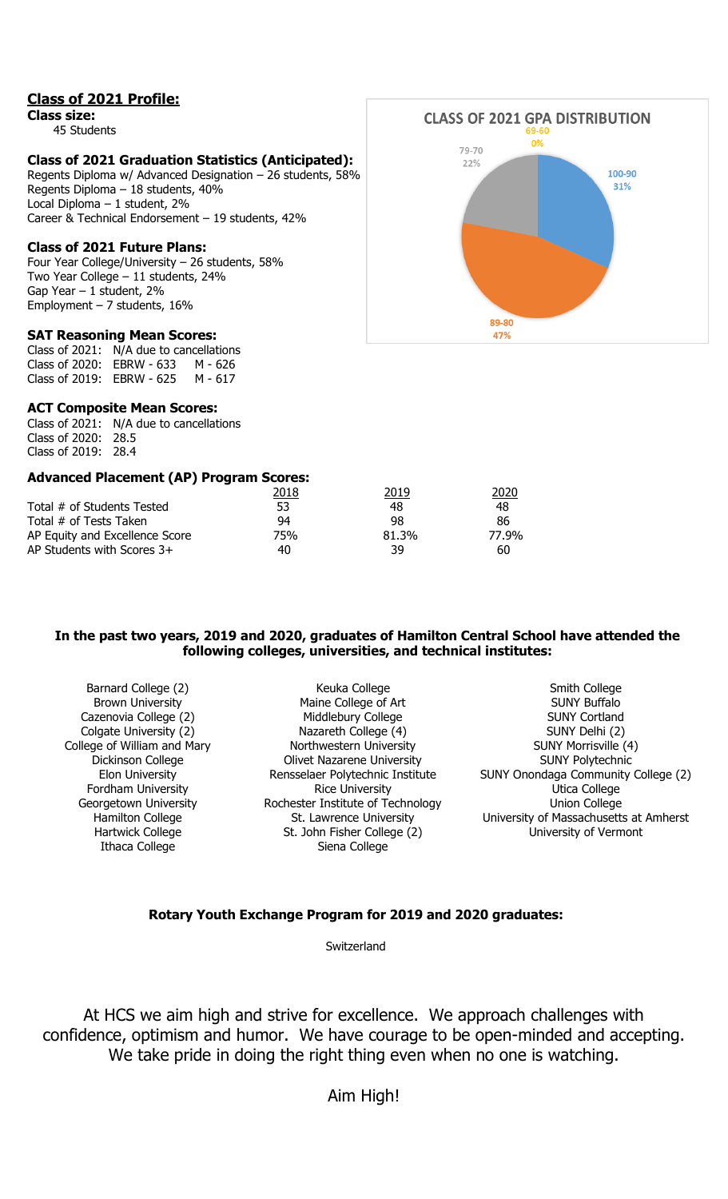## Class of 2021 Profile:

**Class size:**
45 Students

### Class of 2021 Graduation Statistics (Anticipated):

Regents Diploma w/ Advanced Designation – 26 students, 58%
Regents Diploma – 18 students, 40%
Local Diploma – 1 student, 2%
Career & Technical Endorsement – 19 students, 42%

### Class of 2021 Future Plans:

Four Year College/University – 26 students, 58%
Two Year College – 11 students, 24%
Gap Year – 1 student, 2%
Employment – 7 students, 16%

### SAT Reasoning Mean Scores:

Class of 2021: N/A due to cancellations
Class of 2020: EBRW - 633 M - 626
Class of 2019: EBRW - 625 M - 617

### ACT Composite Mean Scores:

Class of 2021: N/A due to cancellations
Class of 2020: 28.5
Class of 2019: 28.4

CLASS OF 2021 GPA DISTRIBUTION

69-60
0%

79-70
22%

100-90
31%

89-80
47%

### Advanced Placement (AP) Program Scores:

| | 2018 | 2019 | 2020 |
|---|---|---|---|
| Total # of Students Tested | 53 | 48 | 48 |
| Total # of Tests Taken | 94 | 98 | 86 |
| AP Equity and Excellence Score | 75% | 81.3% | 77.9% |
| AP Students with Scores 3+ | 40 | 39 | 60 |

**In the past two years, 2019 and 2020, graduates of Hamilton Central School have attended the following colleges, universities, and technical institutes:**

Barnard College (2)
Brown University
Cazenovia College (2)
Colgate University (2)
College of William and Mary
Dickinson College
Elon University
Fordham University
Georgetown University
Hamilton College
Hartwick College
Ithaca College
Keuka College
Maine College of Art
Middlebury College
Nazareth College (4)
Northwestern University
Olivet Nazarene University
Rensselaer Polytechnic Institute
Rice University
Rochester Institute of Technology
St. Lawrence University
St. John Fisher College (2)
Siena College
Smith College
SUNY Buffalo
SUNY Cortland
SUNY Delhi (2)
SUNY Morrisville (4)
SUNY Polytechnic
SUNY Onondaga Community College (2)
Utica College
Union College
University of Massachusetts at Amherst
University of Vermont

**Rotary Youth Exchange Program for 2019 and 2020 graduates:**

Switzerland

At HCS we aim high and strive for excellence. We approach challenges with confidence, optimism and humor. We have courage to be open-minded and accepting. We take pride in doing the right thing even when no one is watching.

Aim High!